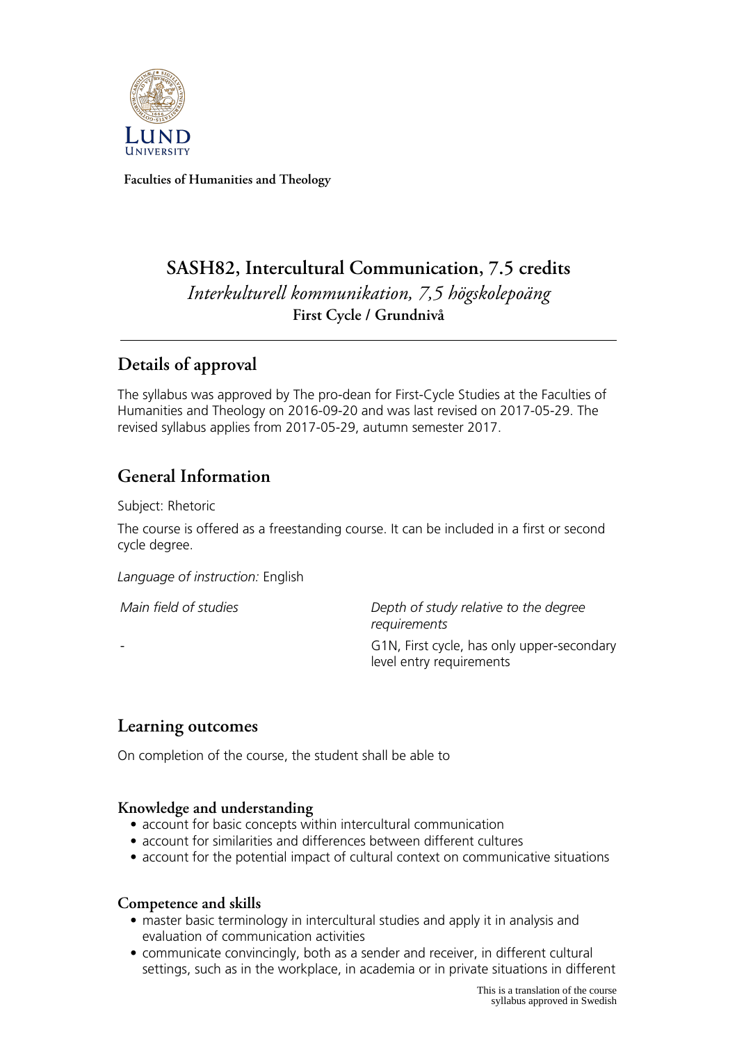Faculties of Humanities and Theology

# SASH82, Intercultural Communication, 7.5 credits

*Interkulturell kommunikation, 7,5 högskolepoäng*

**First Cycle / Grundnivå**

## Details of approval

The syllabus was approved by The pro-dean for First-Cycle Studies at the Faculties of Humanities and Theology on 2016-09-20 and was last revised on 2017-05-29. The revised syllabus applies from 2017-05-29, autumn semester 2017.

## General Information

Subject: Rhetoric

The course is offered as a freestanding course. It can be included in a first or second cycle degree.

*Language of instruction:* English

| *Main field of studies* | *Depth of study relative to the degree requirements* |
| --- | --- |
| - | G1N, First cycle, has only upper-secondary level entry requirements |

## Learning outcomes

On completion of the course, the student shall be able to

### Knowledge and understanding

- account for basic concepts within intercultural communication
- account for similarities and differences between different cultures
- account for the potential impact of cultural context on communicative situations

### Competence and skills

- master basic terminology in intercultural studies and apply it in analysis and evaluation of communication activities
- communicate convincingly, both as a sender and receiver, in different cultural settings, such as in the workplace, in academia or in private situations in different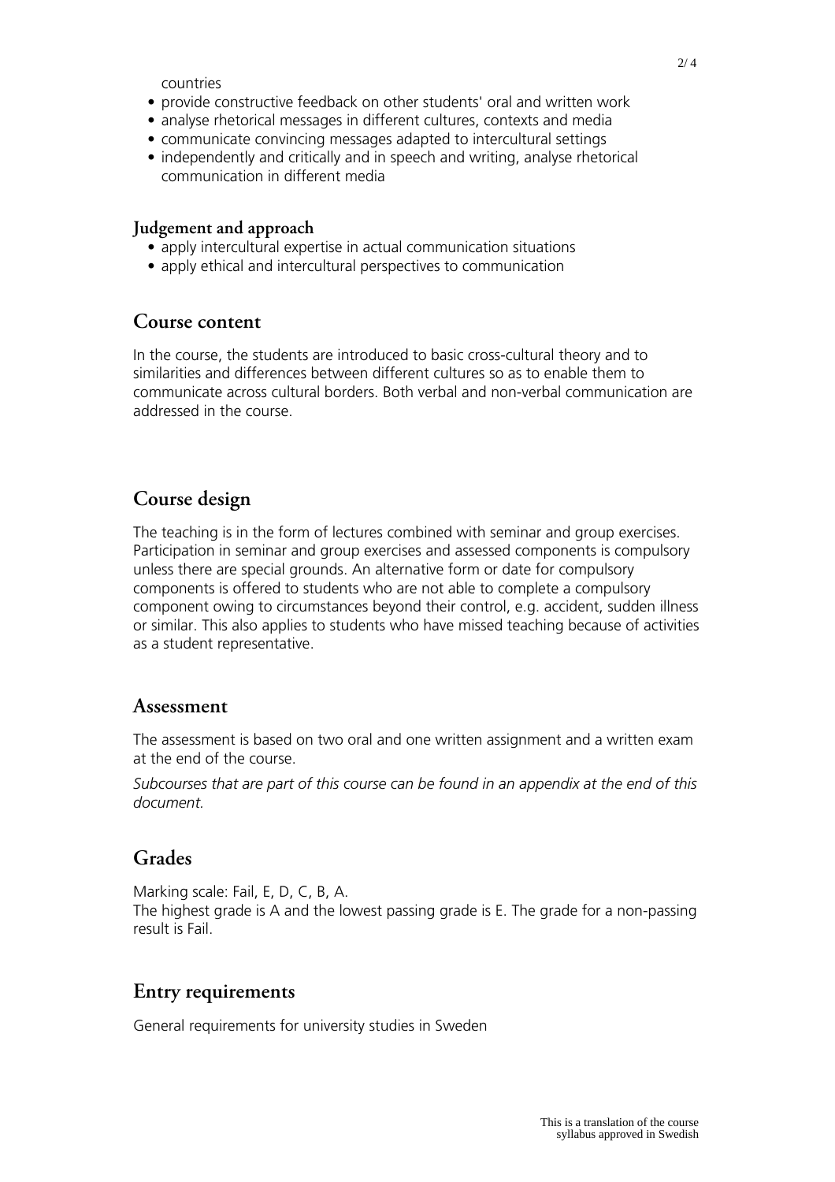countries

- provide constructive feedback on other students' oral and written work
- analyse rhetorical messages in different cultures, contexts and media
- communicate convincing messages adapted to intercultural settings
- independently and critically and in speech and writing, analyse rhetorical communication in different media

### Judgement and approach

- apply intercultural expertise in actual communication situations
- apply ethical and intercultural perspectives to communication

## Course content

In the course, the students are introduced to basic cross-cultural theory and to similarities and differences between different cultures so as to enable them to communicate across cultural borders. Both verbal and non-verbal communication are addressed in the course.

## Course design

The teaching is in the form of lectures combined with seminar and group exercises. Participation in seminar and group exercises and assessed components is compulsory unless there are special grounds. An alternative form or date for compulsory components is offered to students who are not able to complete a compulsory component owing to circumstances beyond their control, e.g. accident, sudden illness or similar. This also applies to students who have missed teaching because of activities as a student representative.

## Assessment

The assessment is based on two oral and one written assignment and a written exam at the end of the course.

*Subcourses that are part of this course can be found in an appendix at the end of this document.*

## Grades

Marking scale: Fail, E, D, C, B, A.
The highest grade is A and the lowest passing grade is E. The grade for a non-passing result is Fail.

## Entry requirements

General requirements for university studies in Sweden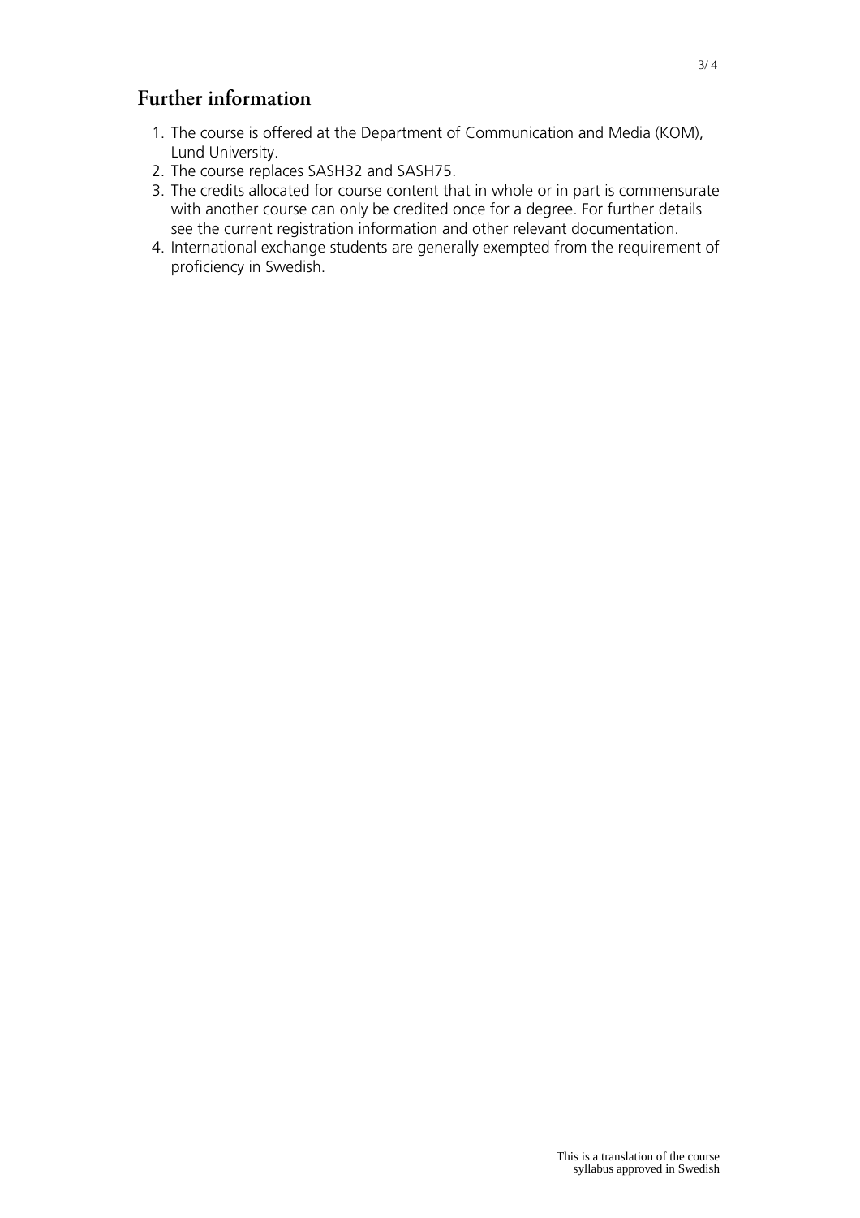## Further information

1. The course is offered at the Department of Communication and Media (KOM), Lund University.
2. The course replaces SASH32 and SASH75.
3. The credits allocated for course content that in whole or in part is commensurate with another course can only be credited once for a degree. For further details see the current registration information and other relevant documentation.
4. International exchange students are generally exempted from the requirement of proficiency in Swedish.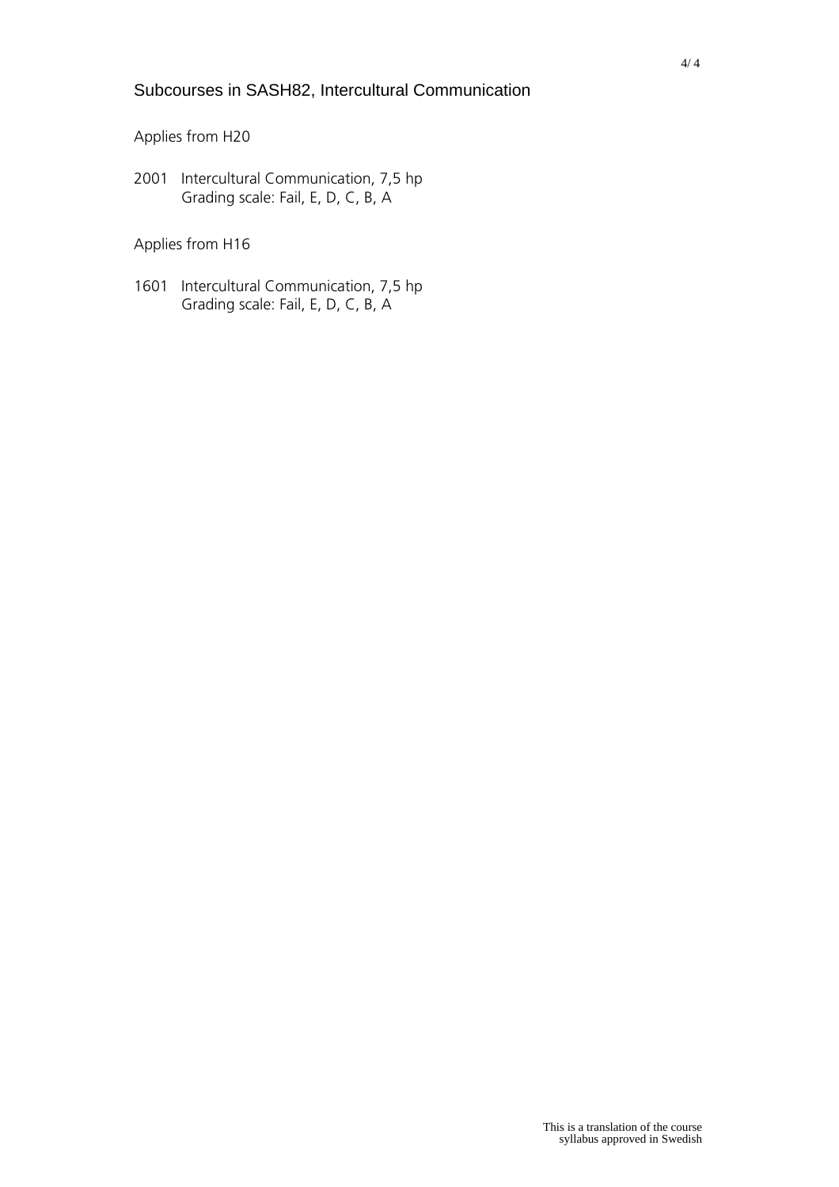## Subcourses in SASH82, Intercultural Communication

Applies from H20

2001 Intercultural Communication, 7,5 hp
Grading scale: Fail, E, D, C, B, A

Applies from H16

1601 Intercultural Communication, 7,5 hp
Grading scale: Fail, E, D, C, B, A

This is a translation of the course syllabus approved in Swedish